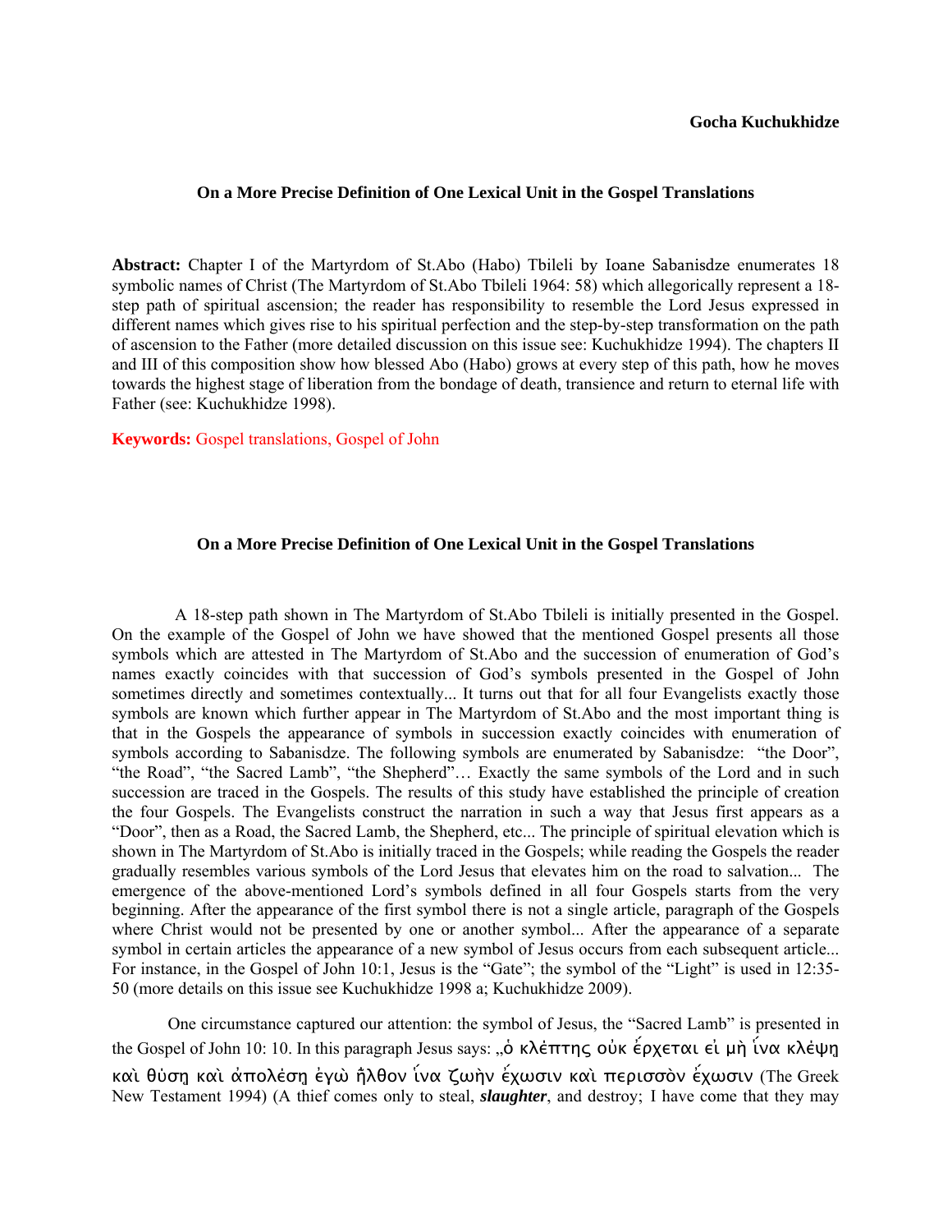**Gocha Kuchukhidze**

## On a More Precise Definition of One Lexical Unit in the Gospel Translations

**Abstract:** Chapter I of the Martyrdom of St.Abo (Habo) Tbileli by Ioane Sabanisdze enumerates 18 symbolic names of Christ (The Martyrdom of St.Abo Tbileli 1964: 58) which allegorically represent a 18-step path of spiritual ascension; the reader has responsibility to resemble the Lord Jesus expressed in different names which gives rise to his spiritual perfection and the step-by-step transformation on the path of ascension to the Father (more detailed discussion on this issue see: Kuchukhidze 1994). The chapters II and III of this composition show how blessed Abo (Habo) grows at every step of this path, how he moves towards the highest stage of liberation from the bondage of death, transience and return to eternal life with Father (see: Kuchukhidze 1998).

**Keywords:** Gospel translations, Gospel of John

## On a More Precise Definition of One Lexical Unit in the Gospel Translations

A 18-step path shown in The Martyrdom of St.Abo Tbileli is initially presented in the Gospel. On the example of the Gospel of John we have showed that the mentioned Gospel presents all those symbols which are attested in The Martyrdom of St.Abo and the succession of enumeration of God's names exactly coincides with that succession of God's symbols presented in the Gospel of John sometimes directly and sometimes contextually... It turns out that for all four Evangelists exactly those symbols are known which further appear in The Martyrdom of St.Abo and the most important thing is that in the Gospels the appearance of symbols in succession exactly coincides with enumeration of symbols according to Sabanisdze. The following symbols are enumerated by Sabanisdze: "the Door", "the Road", "the Sacred Lamb", "the Shepherd"… Exactly the same symbols of the Lord and in such succession are traced in the Gospels. The results of this study have established the principle of creation the four Gospels. The Evangelists construct the narration in such a way that Jesus first appears as a "Door", then as a Road, the Sacred Lamb, the Shepherd, etc... The principle of spiritual elevation which is shown in The Martyrdom of St.Abo is initially traced in the Gospels; while reading the Gospels the reader gradually resembles various symbols of the Lord Jesus that elevates him on the road to salvation... The emergence of the above-mentioned Lord's symbols defined in all four Gospels starts from the very beginning. After the appearance of the first symbol there is not a single article, paragraph of the Gospels where Christ would not be presented by one or another symbol... After the appearance of a separate symbol in certain articles the appearance of a new symbol of Jesus occurs from each subsequent article... For instance, in the Gospel of John 10:1, Jesus is the "Gate"; the symbol of the "Light" is used in 12:35-50 (more details on this issue see Kuchukhidze 1998 a; Kuchukhidze 2009).

One circumstance captured our attention: the symbol of Jesus, the "Sacred Lamb" is presented in the Gospel of John 10: 10. In this paragraph Jesus says: „ὁ κλέπτης οὐκ ἔρχεται εἰ μὴ ἵνα κλέψῃ καὶ θύσῃ καὶ ἀπολέσῃ ἐγὼ ἦλθον ἵνα ζωὴν ἔχωσιν καὶ περισσὸν ἔχωσιν (The Greek New Testament 1994) (A thief comes only to steal, ***slaughter***, and destroy; I have come that they may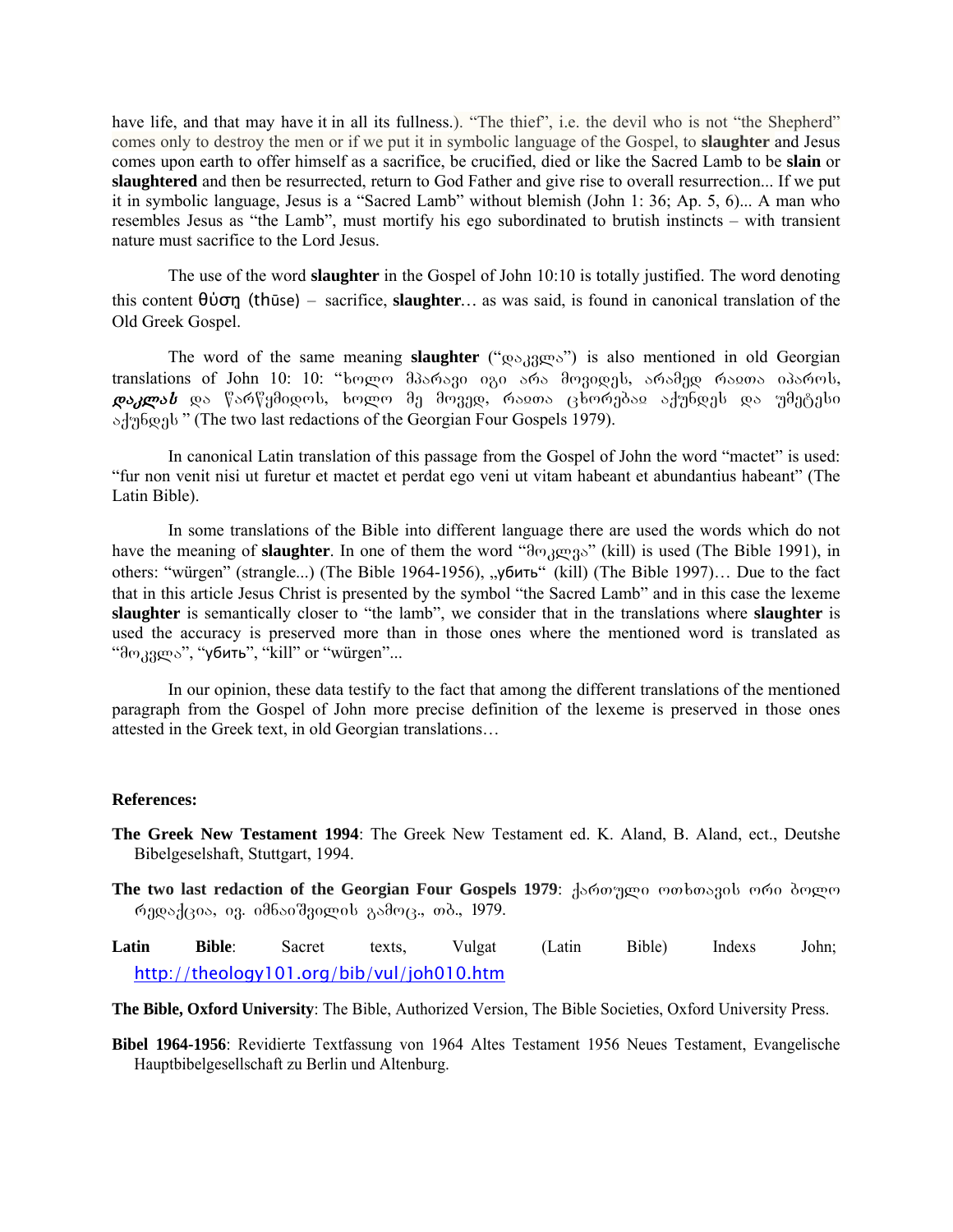have life, and that may have it in all its fullness.). "The thief", i.e. the devil who is not "the Shepherd" comes only to destroy the men or if we put it in symbolic language of the Gospel, to **slaughter** and Jesus comes upon earth to offer himself as a sacrifice, be crucified, died or like the Sacred Lamb to be **slain** or **slaughtered** and then be resurrected, return to God Father and give rise to overall resurrection... If we put it in symbolic language, Jesus is a "Sacred Lamb" without blemish (John 1: 36; Ap. 5, 6)... A man who resembles Jesus as "the Lamb", must mortify his ego subordinated to brutish instincts – with transient nature must sacrifice to the Lord Jesus.

The use of the word **slaughter** in the Gospel of John 10:10 is totally justified. The word denoting this content θύση (thūse) – sacrifice, **slaughter**… as was said, is found in canonical translation of the Old Greek Gospel.

The word of the same meaning **slaughter** ("დაკვლა") is also mentioned in old Georgian translations of John 10: 10: "ხოლო მპარავი იგი არა მოვიდეს, არამედ რაჲთა იპაროს, ***დაკლას*** და წარწყმიდოს, ხოლო მე მოვედ, რაჲთა ცხორებაჲ აქუნდეს და უმეტესი აქუნდეს " (The two last redactions of the Georgian Four Gospels 1979).

In canonical Latin translation of this passage from the Gospel of John the word "mactet" is used: "fur non venit nisi ut furetur et mactet et perdat ego veni ut vitam habeant et abundantius habeant" (The Latin Bible).

In some translations of the Bible into different language there are used the words which do not have the meaning of **slaughter**. In one of them the word "მოკლვა" (kill) is used (The Bible 1991), in others: "würgen" (strangle...) (The Bible 1964-1956), „убить" (kill) (The Bible 1997)… Due to the fact that in this article Jesus Christ is presented by the symbol "the Sacred Lamb" and in this case the lexeme **slaughter** is semantically closer to "the lamb", we consider that in the translations where **slaughter** is used the accuracy is preserved more than in those ones where the mentioned word is translated as "მოკვლა", "убить", "kill" or "würgen"...

In our opinion, these data testify to the fact that among the different translations of the mentioned paragraph from the Gospel of John more precise definition of the lexeme is preserved in those ones attested in the Greek text, in old Georgian translations…

**References:**

**The Greek New Testament 1994**: The Greek New Testament ed. K. Aland, B. Aland, ect., Deutshe Bibelgeselshaft, Stuttgart, 1994.

**The two last redaction of the Georgian Four Gospels 1979**: ქართული ოთხთავის ორი ბოლო რედაქცია, ივ. იმნაიშვილის გამოც., თბ., 1979.

**Latin Bible**: Sacret texts, Vulgat (Latin Bible) Indexs John; http://theology101.org/bib/vul/joh010.htm

**The Bible, Oxford University**: The Bible, Authorized Version, The Bible Societies, Oxford University Press.

**Bibel 1964-1956**: Revidierte Textfassung von 1964 Altes Testament 1956 Neues Testament, Evangelische Hauptbibelgesellschaft zu Berlin und Altenburg.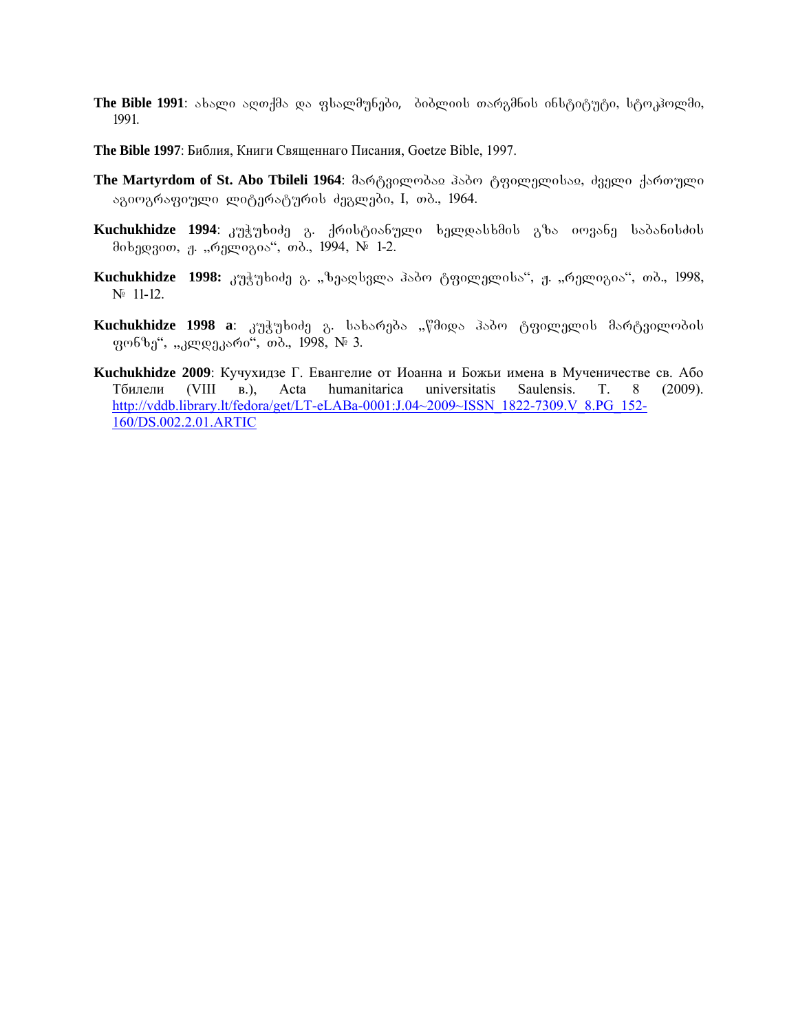**The Bible 1991**: ახალი აღთქმა და ფსალმუნები, ბიბლიის თარგმნის ინსტიტუტი, სტოკჰოლმი, 1991.

**The Bible 1997**: Библия, Книги Священнаго Писания, Goetze Bible, 1997.

**The Martyrdom of St. Abo Tbileli 1964**: მარტჳლობაჲ ჰაბო ტფილელისაჲ, ძველი ქართული აგიოგრაფიული ლიტერატურის ძეგლები, I, თბ., 1964.

**Kuchukhidze 1994**: კუჭუხიძე გ. ქრისტიანული ხელდასხმის გზა იოვანე საბანისძის მიხედვით, ჟ. „რელიგია", თბ., 1994, № 1-2.

**Kuchukhidze 1998:** კუჭუხიძე გ. „ზეაღსვლა ჰაბო ტფილელისა", ჟ. „რელიგია", თბ., 1998, № 11-12.

**Kuchukhidze 1998 a**: კუჭუხიძე გ. სახარება „წმიდა ჰაბო ტფილელის მარტვილობის ფონზე", „კლდეკარი", თბ., 1998, № 3.

**Kuchukhidze 2009**: Кучухидзе Г. Евангелие от Иоанна и Божьи имена в Мученичестве св. Або Тбилели (VIII в.), Acta humanitarica universitatis Saulensis. T. 8 (2009). http://vddb.library.lt/fedora/get/LT-eLABa-0001:J.04~2009~ISSN_1822-7309.V_8.PG_152-160/DS.002.2.01.ARTIC